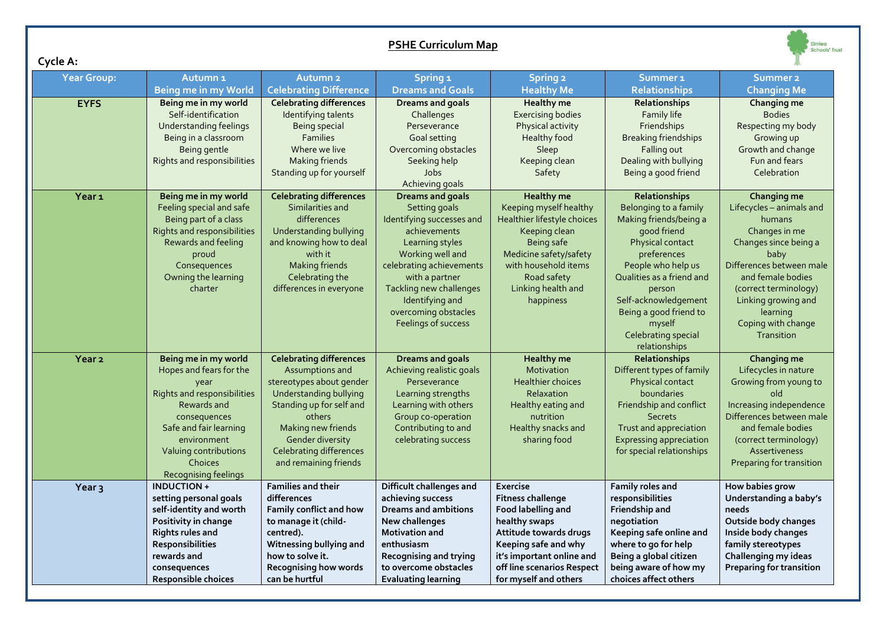# PSHE Curriculum Map

**Cycle A:**

| Year Group: | Autumn 1<br>Being me in my World | Autumn 2<br>Celebrating Difference | Spring 1<br>Dreams and Goals | Spring 2<br>Healthy Me | Summer 1<br>Relationships | Summer 2<br>Changing Me |
|---|---|---|---|---|---|---|
| **EYFS** | **Being me in my world**<br>Self-identification<br>Understanding feelings<br>Being in a classroom<br>Being gentle<br>Rights and responsibilities | **Celebrating differences**<br>Identifying talents<br>Being special<br>Families<br>Where we live<br>Making friends<br>Standing up for yourself | **Dreams and goals**<br>Challenges<br>Perseverance<br>Goal setting<br>Overcoming obstacles<br>Seeking help<br>Jobs<br>Achieving goals | **Healthy me**<br>Exercising bodies<br>Physical activity<br>Healthy food<br>Sleep<br>Keeping clean<br>Safety | **Relationships**<br>Family life<br>Friendships<br>Breaking friendships<br>Falling out<br>Dealing with bullying<br>Being a good friend | **Changing me**<br>Bodies<br>Respecting my body<br>Growing up<br>Growth and change<br>Fun and fears<br>Celebration |
| **Year 1** | **Being me in my world**<br>Feeling special and safe<br>Being part of a class<br>Rights and responsibilities<br>Rewards and feeling proud<br>Consequences<br>Owning the learning charter | **Celebrating differences**<br>Similarities and differences<br>Understanding bullying and knowing how to deal with it<br>Making friends<br>Celebrating the differences in everyone | **Dreams and goals**<br>Setting goals<br>Identifying successes and achievements<br>Learning styles<br>Working well and celebrating achievements with a partner<br>Tackling new challenges<br>Identifying and overcoming obstacles<br>Feelings of success | **Healthy me**<br>Keeping myself healthy<br>Healthier lifestyle choices<br>Keeping clean<br>Being safe<br>Medicine safety/safety with household items<br>Road safety<br>Linking health and happiness | **Relationships**<br>Belonging to a family<br>Making friends/being a good friend<br>Physical contact preferences<br>People who help us<br>Qualities as a friend and person<br>Self-acknowledgement<br>Being a good friend to myself<br>Celebrating special relationships | **Changing me**<br>Lifecycles – animals and humans<br>Changes in me<br>Changes since being a baby<br>Differences between male and female bodies (correct terminology)<br>Linking growing and learning<br>Coping with change<br>Transition |
| **Year 2** | **Being me in my world**<br>Hopes and fears for the year<br>Rights and responsibilities<br>Rewards and consequences<br>Safe and fair learning environment<br>Valuing contributions<br>Choices<br>Recognising feelings | **Celebrating differences**<br>Assumptions and stereotypes about gender<br>Understanding bullying<br>Standing up for self and others<br>Making new friends<br>Gender diversity<br>Celebrating differences and remaining friends | **Dreams and goals**<br>Achieving realistic goals<br>Perseverance<br>Learning strengths<br>Learning with others<br>Group co-operation<br>Contributing to and celebrating success | **Healthy me**<br>Motivation<br>Healthier choices<br>Relaxation<br>Healthy eating and nutrition<br>Healthy snacks and sharing food | **Relationships**<br>Different types of family<br>Physical contact boundaries<br>Friendship and conflict<br>Secrets<br>Trust and appreciation<br>Expressing appreciation for special relationships | **Changing me**<br>Lifecycles in nature<br>Growing from young to old<br>Increasing independence<br>Differences between male and female bodies (correct terminology)<br>Assertiveness<br>Preparing for transition |
| **Year 3** | **INDUCTION +<br>setting personal goals<br>self-identity and worth<br>Positivity in change<br>Rights rules and Responsibilities<br>rewards and consequences<br>Responsible choices** | **Families and their differences<br>Family conflict and how to manage it (child-centred).<br>Witnessing bullying and how to solve it.<br>Recognising how words can be hurtful** | **Difficult challenges and achieving success<br>Dreams and ambitions<br>New challenges<br>Motivation and enthusiasm<br>Recognising and trying to overcome obstacles<br>Evaluating learning** | **Exercise<br>Fitness challenge<br>Food labelling and healthy swaps<br>Attitude towards drugs<br>Keeping safe and why it's important online and off line scenarios Respect for myself and others** | **Family roles and responsibilities<br>Friendship and negotiation<br>Keeping safe online and where to go for help<br>Being a global citizen<br>being aware of how my choices affect others** | **How babies grow<br>Understanding a baby's needs<br>Outside body changes<br>Inside body changes<br>family stereotypes<br>Challenging my ideas<br>Preparing for transition** |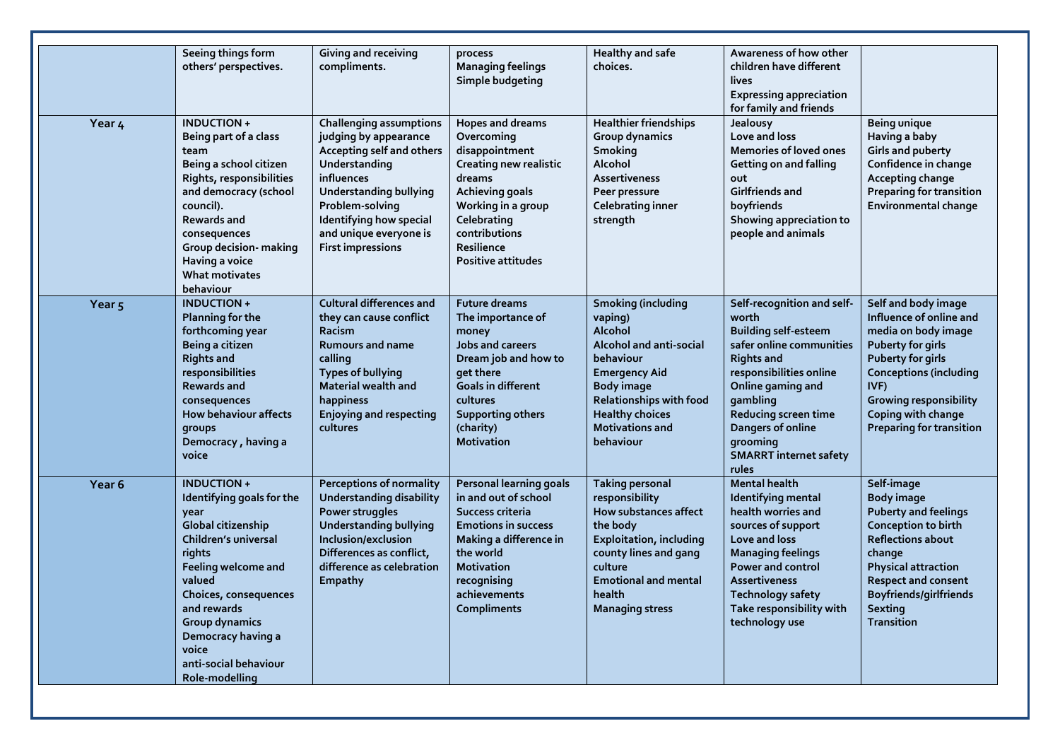| | | | | | | |
|---|---|---|---|---|---|---|
| | Seeing things form others' perspectives. | Giving and receiving compliments. | process<br>Managing feelings<br>Simple budgeting | Healthy and safe choices. | Awareness of how other children have different lives<br>Expressing appreciation for family and friends | |
| **Year 4** | INDUCTION +<br>Being part of a class team<br>Being a school citizen<br>Rights, responsibilities and democracy (school council).<br>Rewards and consequences<br>Group decision- making<br>Having a voice<br>What motivates behaviour | Challenging assumptions judging by appearance<br>Accepting self and others<br>Understanding influences<br>Understanding bullying<br>Problem-solving<br>Identifying how special and unique everyone is<br>First impressions | Hopes and dreams<br>Overcoming disappointment<br>Creating new realistic dreams<br>Achieving goals<br>Working in a group<br>Celebrating contributions<br>Resilience<br>Positive attitudes | Healthier friendships<br>Group dynamics<br>Smoking<br>Alcohol<br>Assertiveness<br>Peer pressure<br>Celebrating inner strength | Jealousy<br>Love and loss<br>Memories of loved ones<br>Getting on and falling out<br>Girlfriends and boyfriends<br>Showing appreciation to people and animals | Being unique<br>Having a baby<br>Girls and puberty<br>Confidence in change<br>Accepting change<br>Preparing for transition<br>Environmental change |
| **Year 5** | INDUCTION +<br>Planning for the forthcoming year<br>Being a citizen<br>Rights and responsibilities<br>Rewards and consequences<br>How behaviour affects groups<br>Democracy , having a voice | Cultural differences and they can cause conflict<br>Racism<br>Rumours and name calling<br>Types of bullying<br>Material wealth and happiness<br>Enjoying and respecting cultures | Future dreams<br>The importance of money<br>Jobs and careers<br>Dream job and how to get there<br>Goals in different cultures<br>Supporting others (charity)<br>Motivation | Smoking (including vaping)<br>Alcohol<br>Alcohol and anti-social behaviour<br>Emergency Aid<br>Body image<br>Relationships with food<br>Healthy choices<br>Motivations and behaviour | Self-recognition and self-worth<br>Building self-esteem safer online communities<br>Rights and responsibilities online<br>Online gaming and gambling<br>Reducing screen time<br>Dangers of online grooming<br>SMARRT internet safety rules | Self and body image<br>Influence of online and media on body image<br>Puberty for girls<br>Puberty for girls<br>Conceptions (including IVF)<br>Growing responsibility<br>Coping with change<br>Preparing for transition |
| **Year 6** | INDUCTION +<br>Identifying goals for the year<br>Global citizenship<br>Children's universal rights<br>Feeling welcome and valued<br>Choices, consequences and rewards<br>Group dynamics<br>Democracy having a voice<br>anti-social behaviour<br>Role-modelling | Perceptions of normality<br>Understanding disability<br>Power struggles<br>Understanding bullying<br>Inclusion/exclusion<br>Differences as conflict, difference as celebration<br>Empathy | Personal learning goals in and out of school<br>Success criteria<br>Emotions in success<br>Making a difference in the world<br>Motivation recognising achievements<br>Compliments | Taking personal responsibility<br>How substances affect the body<br>Exploitation, including county lines and gang culture<br>Emotional and mental health<br>Managing stress | Mental health<br>Identifying mental health worries and sources of support<br>Love and loss<br>Managing feelings<br>Power and control<br>Assertiveness<br>Technology safety<br>Take responsibility with technology use | Self-image<br>Body image<br>Puberty and feelings<br>Conception to birth<br>Reflections about change<br>Physical attraction<br>Respect and consent<br>Boyfriends/girlfriends<br>Sexting<br>Transition |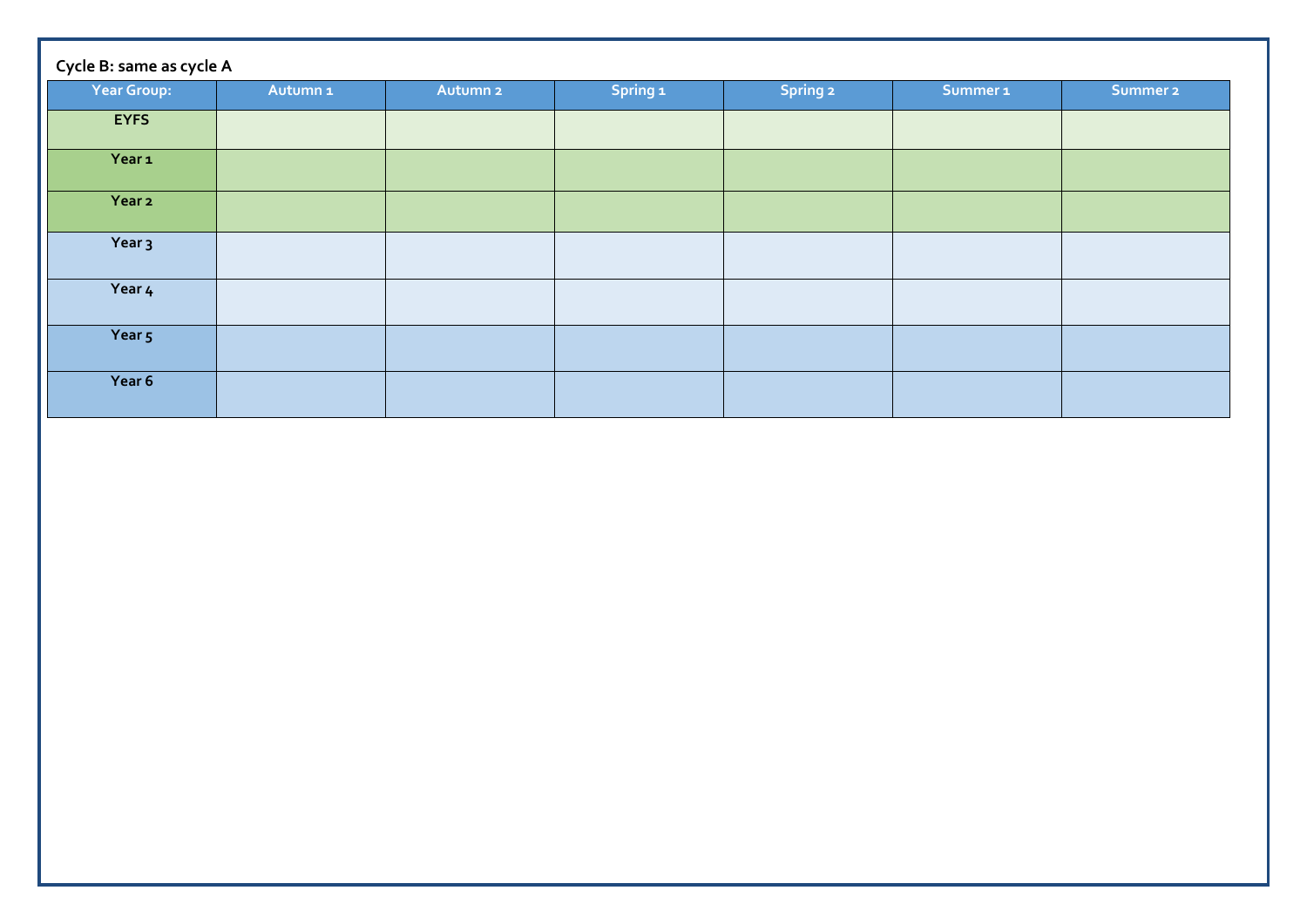**Cycle B: same as cycle A**

| Year Group: | Autumn 1 | Autumn 2 | Spring 1 | Spring 2 | Summer 1 | Summer 2 |
|---|---|---|---|---|---|---|
| **EYFS** | | | | | | |
| **Year 1** | | | | | | |
| **Year 2** | | | | | | |
| **Year 3** | | | | | | |
| **Year 4** | | | | | | |
| **Year 5** | | | | | | |
| **Year 6** | | | | | | |